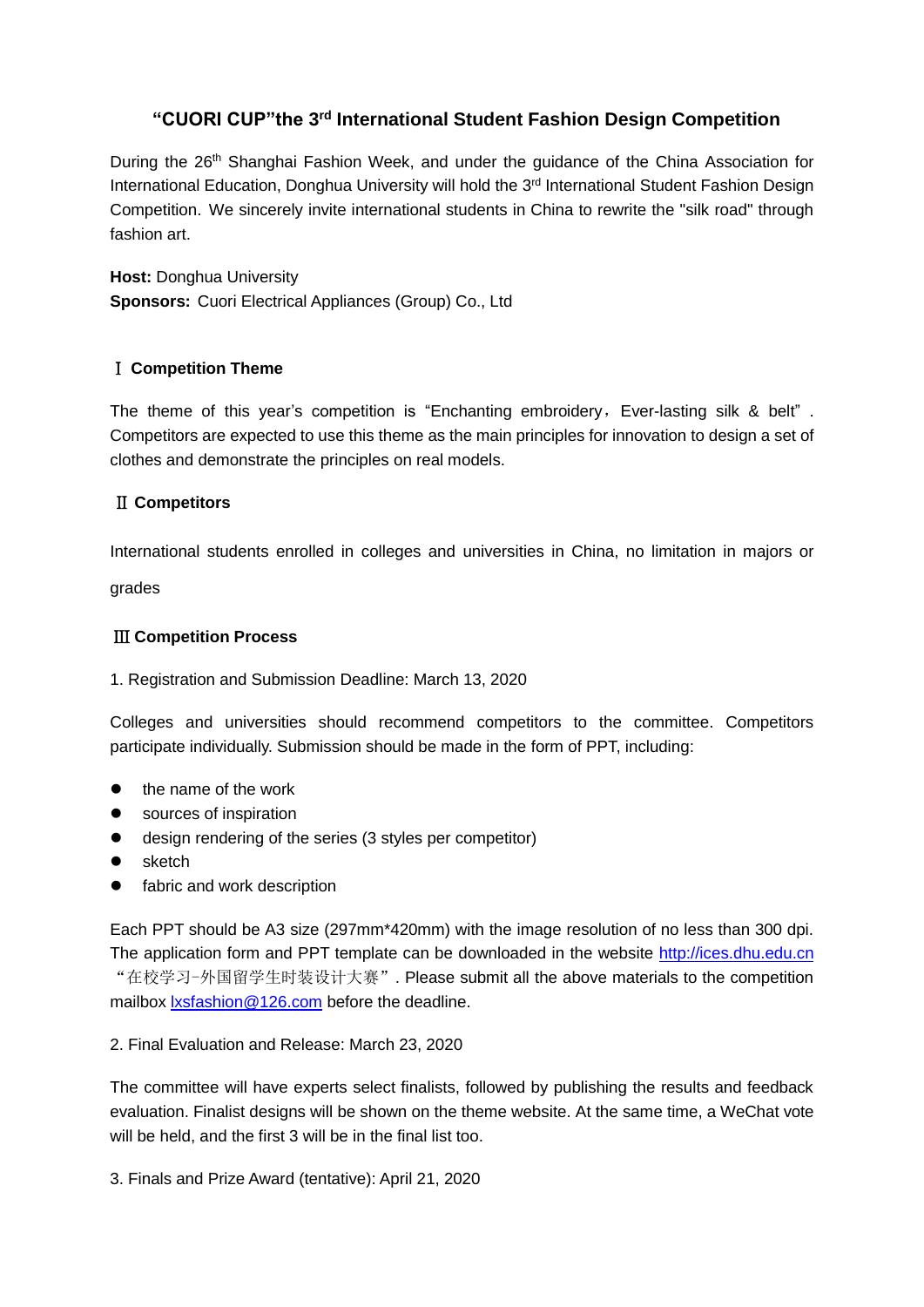# "CUORI CUP"the 3rd International Student Fashion Design Competition

During the 26th Shanghai Fashion Week, and under the guidance of the China Association for International Education, Donghua University will hold the 3rd International Student Fashion Design Competition. We sincerely invite international students in China to rewrite the "silk road" through fashion art.

**Host:** Donghua University  
**Sponsors:** Cuori Electrical Appliances (Group) Co., Ltd

## Ⅰ Competition Theme

The theme of this year's competition is "Enchanting embroidery，Ever-lasting silk & belt" . Competitors are expected to use this theme as the main principles for innovation to design a set of clothes and demonstrate the principles on real models.

## Ⅱ Competitors

International students enrolled in colleges and universities in China, no limitation in majors or grades

## Ⅲ Competition Process

1. Registration and Submission Deadline: March 13, 2020

Colleges and universities should recommend competitors to the committee. Competitors participate individually. Submission should be made in the form of PPT, including:

- the name of the work
- sources of inspiration
- design rendering of the series (3 styles per competitor)
- sketch
- fabric and work description

Each PPT should be A3 size (297mm*420mm) with the image resolution of no less than 300 dpi. The application form and PPT template can be downloaded in the website http://ices.dhu.edu.cn "在校学习-外国留学生时装设计大赛". Please submit all the above materials to the competition mailbox lxsfashion@126.com before the deadline.

2. Final Evaluation and Release: March 23, 2020

The committee will have experts select finalists, followed by publishing the results and feedback evaluation. Finalist designs will be shown on the theme website. At the same time, a WeChat vote will be held, and the first 3 will be in the final list too.

3. Finals and Prize Award (tentative): April 21, 2020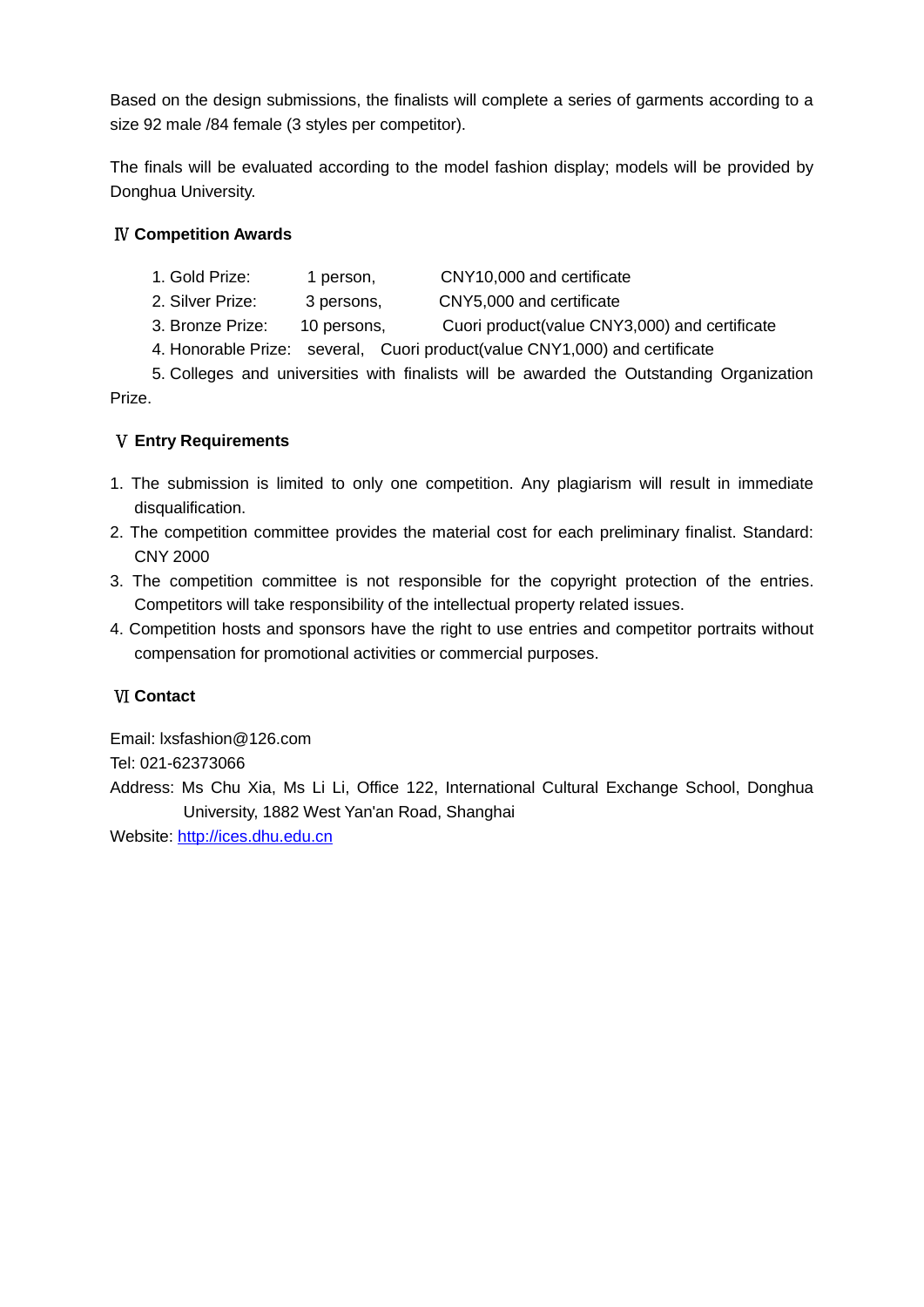Based on the design submissions, the finalists will complete a series of garments according to a size 92 male /84 female (3 styles per competitor).

The finals will be evaluated according to the model fashion display; models will be provided by Donghua University.

## Ⅳ Competition Awards

1. Gold Prize: 1 person, CNY10,000 and certificate
2. Silver Prize: 3 persons, CNY5,000 and certificate
3. Bronze Prize: 10 persons, Cuori product(value CNY3,000) and certificate
4. Honorable Prize: several, Cuori product(value CNY1,000) and certificate
5. Colleges and universities with finalists will be awarded the Outstanding Organization Prize.

## Ⅴ Entry Requirements

1. The submission is limited to only one competition. Any plagiarism will result in immediate disqualification.
2. The competition committee provides the material cost for each preliminary finalist. Standard: CNY 2000
3. The competition committee is not responsible for the copyright protection of the entries. Competitors will take responsibility of the intellectual property related issues.
4. Competition hosts and sponsors have the right to use entries and competitor portraits without compensation for promotional activities or commercial purposes.

## Ⅵ Contact

Email: lxsfashion@126.com

Tel: 021-62373066

Address: Ms Chu Xia, Ms Li Li, Office 122, International Cultural Exchange School, Donghua University, 1882 West Yan'an Road, Shanghai

Website: [http://ices.dhu.edu.cn](http://ices.dhu.edu.cn)